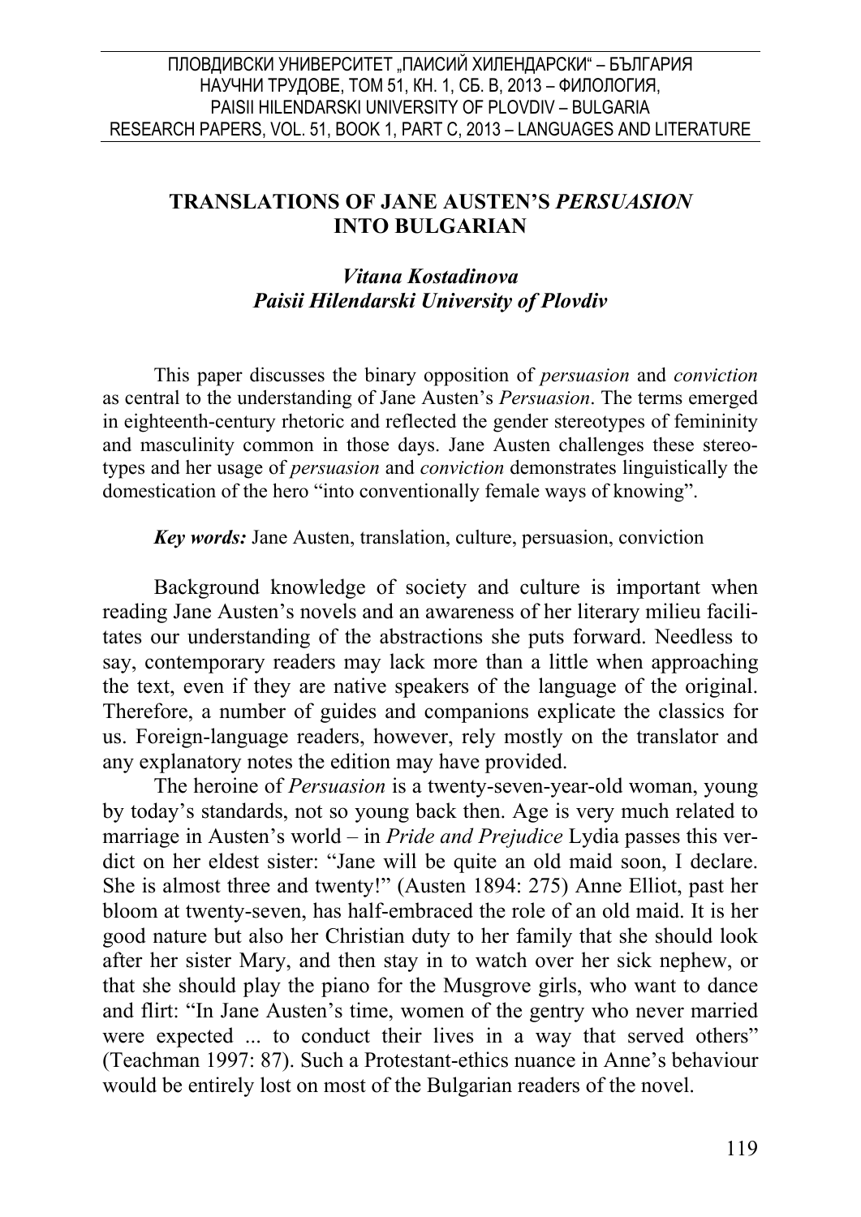# TRANSLATIONS OF JANE AUSTEN'S *PERSUASION* INTO BULGARIAN

***Vitana Kostadinova***
***Paisii Hilendarski University of Plovdiv***

This paper discusses the binary opposition of *persuasion* and *conviction* as central to the understanding of Jane Austen's *Persuasion*. The terms emerged in eighteenth-century rhetoric and reflected the gender stereotypes of femininity and masculinity common in those days. Jane Austen challenges these stereotypes and her usage of *persuasion* and *conviction* demonstrates linguistically the domestication of the hero "into conventionally female ways of knowing".

***Key words:*** Jane Austen, translation, culture, persuasion, conviction

Background knowledge of society and culture is important when reading Jane Austen's novels and an awareness of her literary milieu facilitates our understanding of the abstractions she puts forward. Needless to say, contemporary readers may lack more than a little when approaching the text, even if they are native speakers of the language of the original. Therefore, a number of guides and companions explicate the classics for us. Foreign-language readers, however, rely mostly on the translator and any explanatory notes the edition may have provided.

The heroine of *Persuasion* is a twenty-seven-year-old woman, young by today's standards, not so young back then. Age is very much related to marriage in Austen's world – in *Pride and Prejudice* Lydia passes this verdict on her eldest sister: "Jane will be quite an old maid soon, I declare. She is almost three and twenty!" (Austen 1894: 275) Anne Elliot, past her bloom at twenty-seven, has half-embraced the role of an old maid. It is her good nature but also her Christian duty to her family that she should look after her sister Mary, and then stay in to watch over her sick nephew, or that she should play the piano for the Musgrove girls, who want to dance and flirt: "In Jane Austen's time, women of the gentry who never married were expected ... to conduct their lives in a way that served others" (Teachman 1997: 87). Such a Protestant-ethics nuance in Anne's behaviour would be entirely lost on most of the Bulgarian readers of the novel.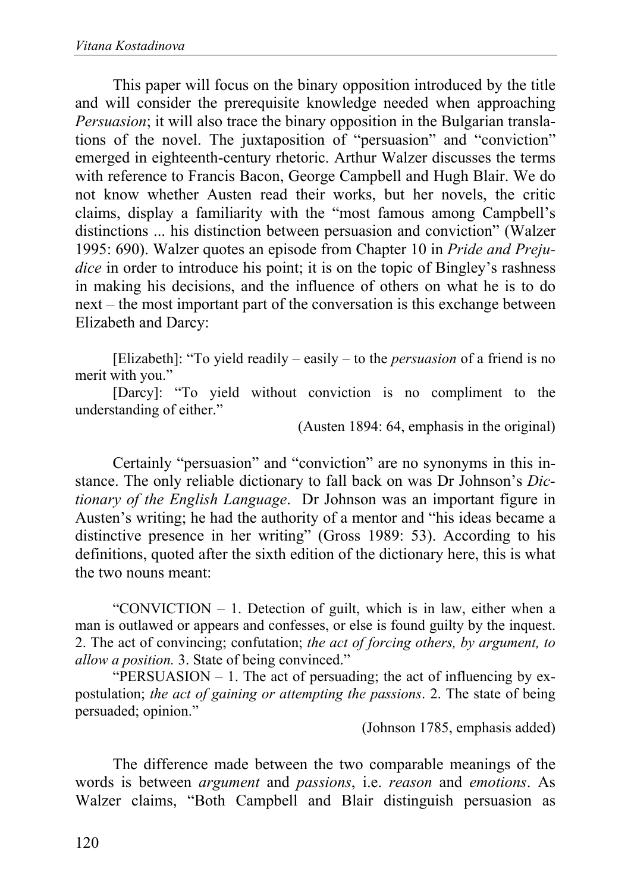This paper will focus on the binary opposition introduced by the title and will consider the prerequisite knowledge needed when approaching *Persuasion*; it will also trace the binary opposition in the Bulgarian translations of the novel. The juxtaposition of "persuasion" and "conviction" emerged in eighteenth-century rhetoric. Arthur Walzer discusses the terms with reference to Francis Bacon, George Campbell and Hugh Blair. We do not know whether Austen read their works, but her novels, the critic claims, display a familiarity with the "most famous among Campbell's distinctions ... his distinction between persuasion and conviction" (Walzer 1995: 690). Walzer quotes an episode from Chapter 10 in *Pride and Prejudice* in order to introduce his point; it is on the topic of Bingley's rashness in making his decisions, and the influence of others on what he is to do next – the most important part of the conversation is this exchange between Elizabeth and Darcy:

> [Elizabeth]: "To yield readily – easily – to the *persuasion* of a friend is no merit with you."
>
> [Darcy]: "To yield without conviction is no compliment to the understanding of either."
>
> (Austen 1894: 64, emphasis in the original)

Certainly "persuasion" and "conviction" are no synonyms in this instance. The only reliable dictionary to fall back on was Dr Johnson's *Dictionary of the English Language*. Dr Johnson was an important figure in Austen's writing; he had the authority of a mentor and "his ideas became a distinctive presence in her writing" (Gross 1989: 53). According to his definitions, quoted after the sixth edition of the dictionary here, this is what the two nouns meant:

> "CONVICTION – 1. Detection of guilt, which is in law, either when a man is outlawed or appears and confesses, or else is found guilty by the inquest. 2. The act of convincing; confutation; *the act of forcing others, by argument, to allow a position.* 3. State of being convinced."
>
> "PERSUASION – 1. The act of persuading; the act of influencing by expostulation; *the act of gaining or attempting the passions*. 2. The state of being persuaded; opinion."
>
> (Johnson 1785, emphasis added)

The difference made between the two comparable meanings of the words is between *argument* and *passions*, i.e. *reason* and *emotions*. As Walzer claims, "Both Campbell and Blair distinguish persuasion as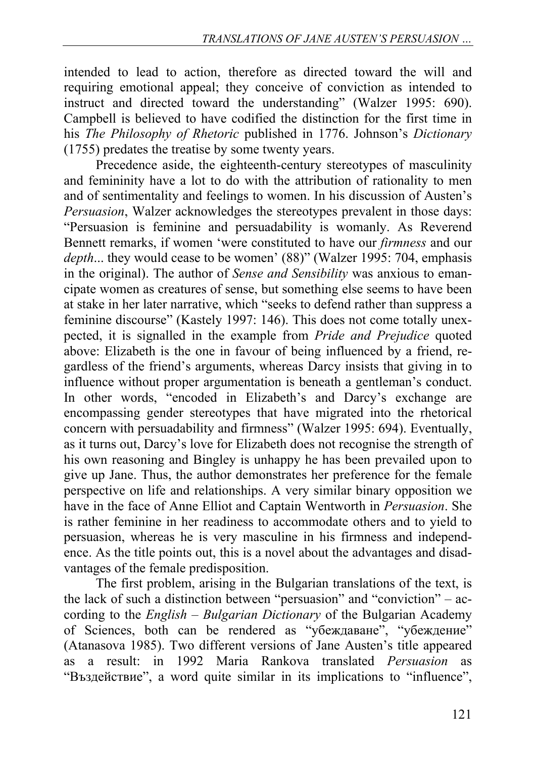intended to lead to action, therefore as directed toward the will and requiring emotional appeal; they conceive of conviction as intended to instruct and directed toward the understanding" (Walzer 1995: 690). Campbell is believed to have codified the distinction for the first time in his *The Philosophy of Rhetoric* published in 1776. Johnson's *Dictionary* (1755) predates the treatise by some twenty years.

Precedence aside, the eighteenth-century stereotypes of masculinity and femininity have a lot to do with the attribution of rationality to men and of sentimentality and feelings to women. In his discussion of Austen's *Persuasion*, Walzer acknowledges the stereotypes prevalent in those days: "Persuasion is feminine and persuadability is womanly. As Reverend Bennett remarks, if women 'were constituted to have our *firmness* and our *depth*... they would cease to be women' (88)" (Walzer 1995: 704, emphasis in the original). The author of *Sense and Sensibility* was anxious to emancipate women as creatures of sense, but something else seems to have been at stake in her later narrative, which "seeks to defend rather than suppress a feminine discourse" (Kastely 1997: 146). This does not come totally unexpected, it is signalled in the example from *Pride and Prejudice* quoted above: Elizabeth is the one in favour of being influenced by a friend, regardless of the friend's arguments, whereas Darcy insists that giving in to influence without proper argumentation is beneath a gentleman's conduct. In other words, "encoded in Elizabeth's and Darcy's exchange are encompassing gender stereotypes that have migrated into the rhetorical concern with persuadability and firmness" (Walzer 1995: 694). Eventually, as it turns out, Darcy's love for Elizabeth does not recognise the strength of his own reasoning and Bingley is unhappy he has been prevailed upon to give up Jane. Thus, the author demonstrates her preference for the female perspective on life and relationships. A very similar binary opposition we have in the face of Anne Elliot and Captain Wentworth in *Persuasion*. She is rather feminine in her readiness to accommodate others and to yield to persuasion, whereas he is very masculine in his firmness and independence. As the title points out, this is a novel about the advantages and disadvantages of the female predisposition.

The first problem, arising in the Bulgarian translations of the text, is the lack of such a distinction between "persuasion" and "conviction" – according to the *English – Bulgarian Dictionary* of the Bulgarian Academy of Sciences, both can be rendered as "убеждаване", "убеждение" (Atanasova 1985). Two different versions of Jane Austen's title appeared as a result: in 1992 Maria Rankova translated *Persuasion* as "Въздействие", a word quite similar in its implications to "influence",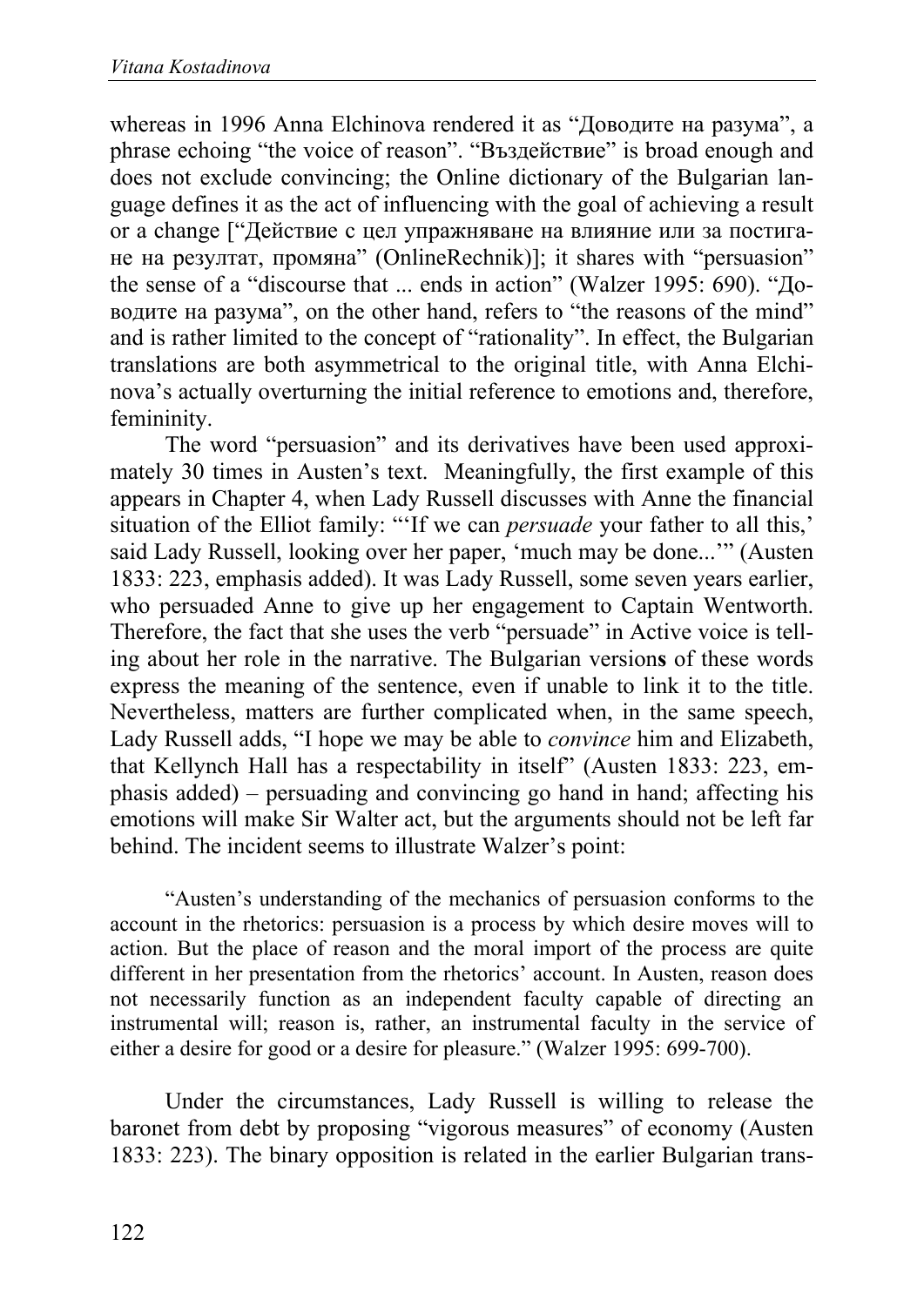whereas in 1996 Anna Elchinova rendered it as "Доводите на разума", a phrase echoing "the voice of reason". "Въздействие" is broad enough and does not exclude convincing; the Online dictionary of the Bulgarian language defines it as the act of influencing with the goal of achieving a result or a change ["Действие с цел упражняване на влияние или за постигане на резултат, промяна" (OnlineRechnik)]; it shares with "persuasion" the sense of a "discourse that ... ends in action" (Walzer 1995: 690). "Доводите на разума", on the other hand, refers to "the reasons of the mind" and is rather limited to the concept of "rationality". In effect, the Bulgarian translations are both asymmetrical to the original title, with Anna Elchinova's actually overturning the initial reference to emotions and, therefore, femininity.

The word "persuasion" and its derivatives have been used approximately 30 times in Austen's text. Meaningfully, the first example of this appears in Chapter 4, when Lady Russell discusses with Anne the financial situation of the Elliot family: "'If we can *persuade* your father to all this,' said Lady Russell, looking over her paper, 'much may be done...'" (Austen 1833: 223, emphasis added). It was Lady Russell, some seven years earlier, who persuaded Anne to give up her engagement to Captain Wentworth. Therefore, the fact that she uses the verb "persuade" in Active voice is telling about her role in the narrative. The Bulgarian version**s** of these words express the meaning of the sentence, even if unable to link it to the title. Nevertheless, matters are further complicated when, in the same speech, Lady Russell adds, "I hope we may be able to *convince* him and Elizabeth, that Kellynch Hall has a respectability in itself" (Austen 1833: 223, emphasis added) – persuading and convincing go hand in hand; affecting his emotions will make Sir Walter act, but the arguments should not be left far behind. The incident seems to illustrate Walzer's point:

> "Austen's understanding of the mechanics of persuasion conforms to the account in the rhetorics: persuasion is a process by which desire moves will to action. But the place of reason and the moral import of the process are quite different in her presentation from the rhetorics' account. In Austen, reason does not necessarily function as an independent faculty capable of directing an instrumental will; reason is, rather, an instrumental faculty in the service of either a desire for good or a desire for pleasure." (Walzer 1995: 699-700).

Under the circumstances, Lady Russell is willing to release the baronet from debt by proposing "vigorous measures" of economy (Austen 1833: 223). The binary opposition is related in the earlier Bulgarian trans-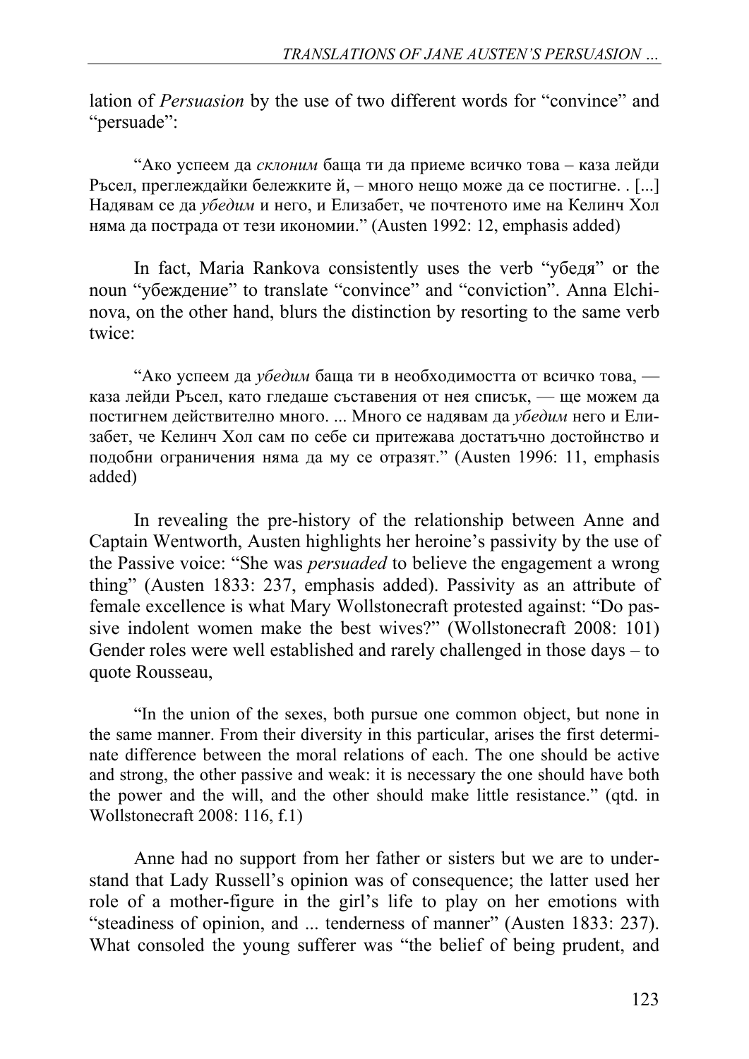lation of *Persuasion* by the use of two different words for "convince" and "persuade":

> "Ако успеем да *склоним* баща ти да приеме всичко това – каза лейди Ръсел, преглеждайки бележките й, – много нещо може да се постигне. . [...] Надявам се да *убедим* и него, и Елизабет, че почтеното име на Келинч Хол няма да пострада от тези икономии." (Austen 1992: 12, emphasis added)

In fact, Maria Rankova consistently uses the verb "убедя" or the noun "убеждение" to translate "convince" and "conviction". Anna Elchinova, on the other hand, blurs the distinction by resorting to the same verb twice:

> "Ако успеем да *убедим* баща ти в необходимостта от всичко това, — каза лейди Ръсел, като гледаше съставения от нея списък, — ще можем да постигнем действително много. ... Много се надявам да *убедим* него и Елизабет, че Келинч Хол сам по себе си притежава достатъчно достойнство и подобни ограничения няма да му се отразят." (Austen 1996: 11, emphasis added)

In revealing the pre-history of the relationship between Anne and Captain Wentworth, Austen highlights her heroine's passivity by the use of the Passive voice: "She was *persuaded* to believe the engagement a wrong thing" (Austen 1833: 237, emphasis added). Passivity as an attribute of female excellence is what Mary Wollstonecraft protested against: "Do passive indolent women make the best wives?" (Wollstonecraft 2008: 101) Gender roles were well established and rarely challenged in those days – to quote Rousseau,

> "In the union of the sexes, both pursue one common object, but none in the same manner. From their diversity in this particular, arises the first determinate difference between the moral relations of each. The one should be active and strong, the other passive and weak: it is necessary the one should have both the power and the will, and the other should make little resistance." (qtd. in Wollstonecraft 2008: 116, f.1)

Anne had no support from her father or sisters but we are to understand that Lady Russell's opinion was of consequence; the latter used her role of a mother-figure in the girl's life to play on her emotions with "steadiness of opinion, and ... tenderness of manner" (Austen 1833: 237). What consoled the young sufferer was "the belief of being prudent, and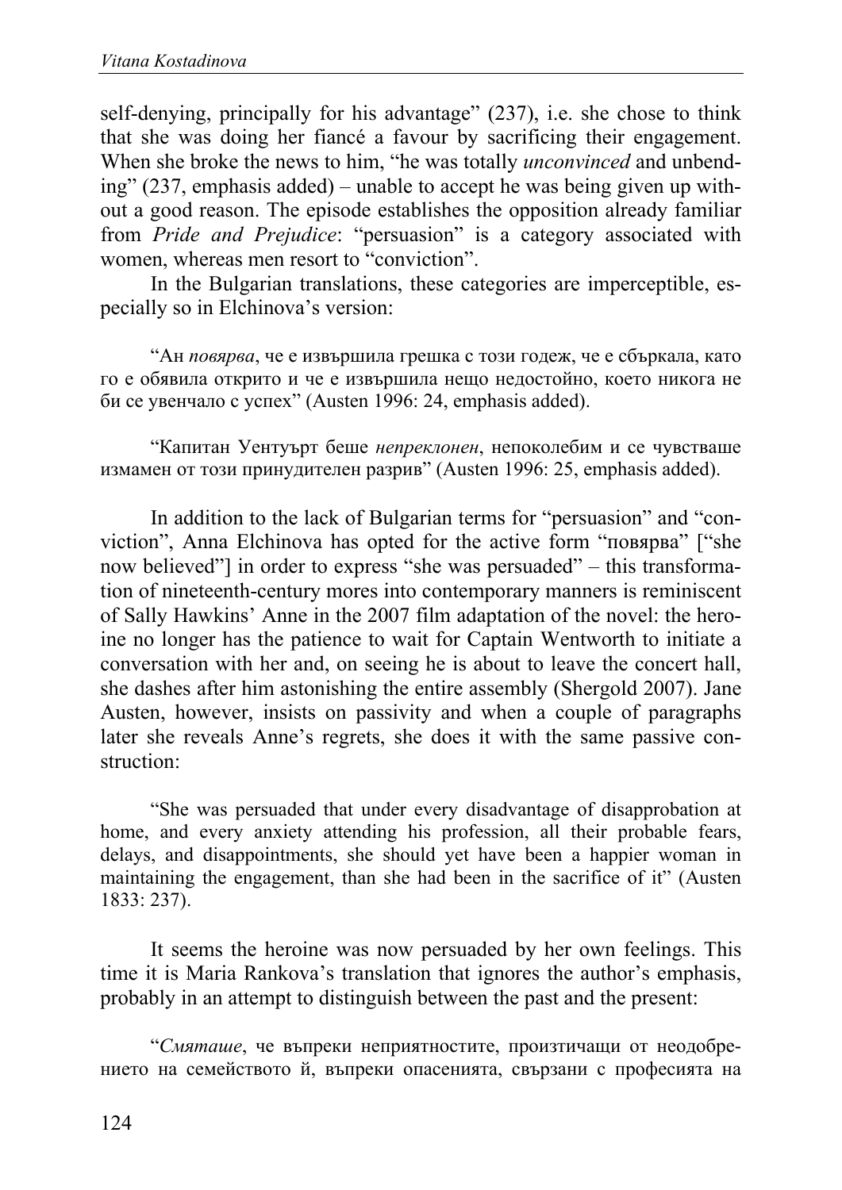self-denying, principally for his advantage" (237), i.e. she chose to think that she was doing her fiancé a favour by sacrificing their engagement. When she broke the news to him, "he was totally *unconvinced* and unbending" (237, emphasis added) – unable to accept he was being given up without a good reason. The episode establishes the opposition already familiar from *Pride and Prejudice*: "persuasion" is a category associated with women, whereas men resort to "conviction".

In the Bulgarian translations, these categories are imperceptible, especially so in Elchinova's version:

> "Ан *повярва*, че е извършила грешка с този годеж, че е сбъркала, като го е обявила открито и че е извършила нещо недостойно, което никога не би се увенчало с успех" (Austen 1996: 24, emphasis added).

> "Капитан Уентуърт беше *непреклонен*, непоколебим и се чувстваше измамен от този принудителен разрив" (Austen 1996: 25, emphasis added).

In addition to the lack of Bulgarian terms for "persuasion" and "conviction", Anna Elchinova has opted for the active form "повярва" ["she now believed"] in order to express "she was persuaded" – this transformation of nineteenth-century mores into contemporary manners is reminiscent of Sally Hawkins' Anne in the 2007 film adaptation of the novel: the heroine no longer has the patience to wait for Captain Wentworth to initiate a conversation with her and, on seeing he is about to leave the concert hall, she dashes after him astonishing the entire assembly (Shergold 2007). Jane Austen, however, insists on passivity and when a couple of paragraphs later she reveals Anne's regrets, she does it with the same passive construction:

> "She was persuaded that under every disadvantage of disapprobation at home, and every anxiety attending his profession, all their probable fears, delays, and disappointments, she should yet have been a happier woman in maintaining the engagement, than she had been in the sacrifice of it" (Austen 1833: 237).

It seems the heroine was now persuaded by her own feelings. This time it is Maria Rankova's translation that ignores the author's emphasis, probably in an attempt to distinguish between the past and the present:

> "*Смяташе*, че въпреки неприятностите, произтичащи от неодобрението на семейството ѝ, въпреки опасенията, свързани с професията на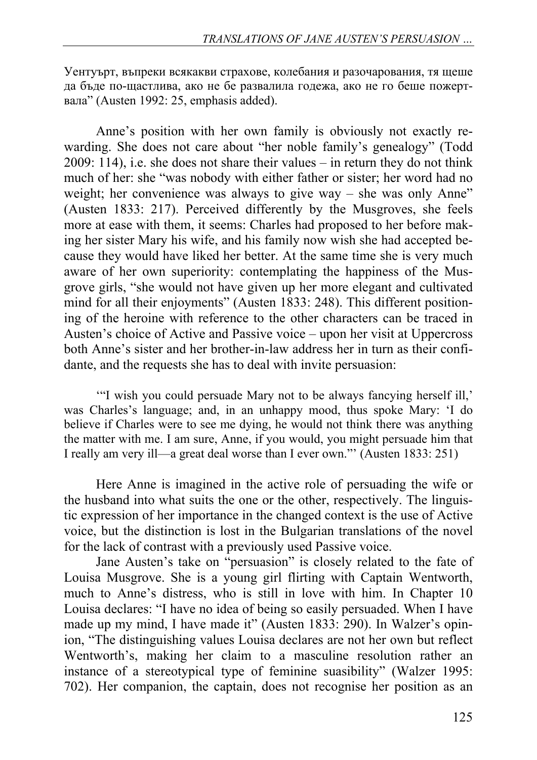Уентуърт, въпреки всякакви страхове, колебания и разочарования, тя щеше да бъде по-щастлива, ако не бе развалила годежа, ако не го беше пожертвала" (Austen 1992: 25, emphasis added).

Anne's position with her own family is obviously not exactly rewarding. She does not care about "her noble family's genealogy" (Todd 2009: 114), i.e. she does not share their values – in return they do not think much of her: she "was nobody with either father or sister; her word had no weight; her convenience was always to give way – she was only Anne" (Austen 1833: 217). Perceived differently by the Musgroves, she feels more at ease with them, it seems: Charles had proposed to her before making her sister Mary his wife, and his family now wish she had accepted because they would have liked her better. At the same time she is very much aware of her own superiority: contemplating the happiness of the Musgrove girls, "she would not have given up her more elegant and cultivated mind for all their enjoyments" (Austen 1833: 248). This different positioning of the heroine with reference to the other characters can be traced in Austen's choice of Active and Passive voice – upon her visit at Uppercross both Anne's sister and her brother-in-law address her in turn as their confidante, and the requests she has to deal with invite persuasion:

> "'I wish you could persuade Mary not to be always fancying herself ill,' was Charles's language; and, in an unhappy mood, thus spoke Mary: 'I do believe if Charles were to see me dying, he would not think there was anything the matter with me. I am sure, Anne, if you would, you might persuade him that I really am very ill—a great deal worse than I ever own.'" (Austen 1833: 251)

Here Anne is imagined in the active role of persuading the wife or the husband into what suits the one or the other, respectively. The linguistic expression of her importance in the changed context is the use of Active voice, but the distinction is lost in the Bulgarian translations of the novel for the lack of contrast with a previously used Passive voice.

Jane Austen's take on "persuasion" is closely related to the fate of Louisa Musgrove. She is a young girl flirting with Captain Wentworth, much to Anne's distress, who is still in love with him. In Chapter 10 Louisa declares: "I have no idea of being so easily persuaded. When I have made up my mind, I have made it" (Austen 1833: 290). In Walzer's opinion, "The distinguishing values Louisa declares are not her own but reflect Wentworth's, making her claim to a masculine resolution rather an instance of a stereotypical type of feminine suasibility" (Walzer 1995: 702). Her companion, the captain, does not recognise her position as an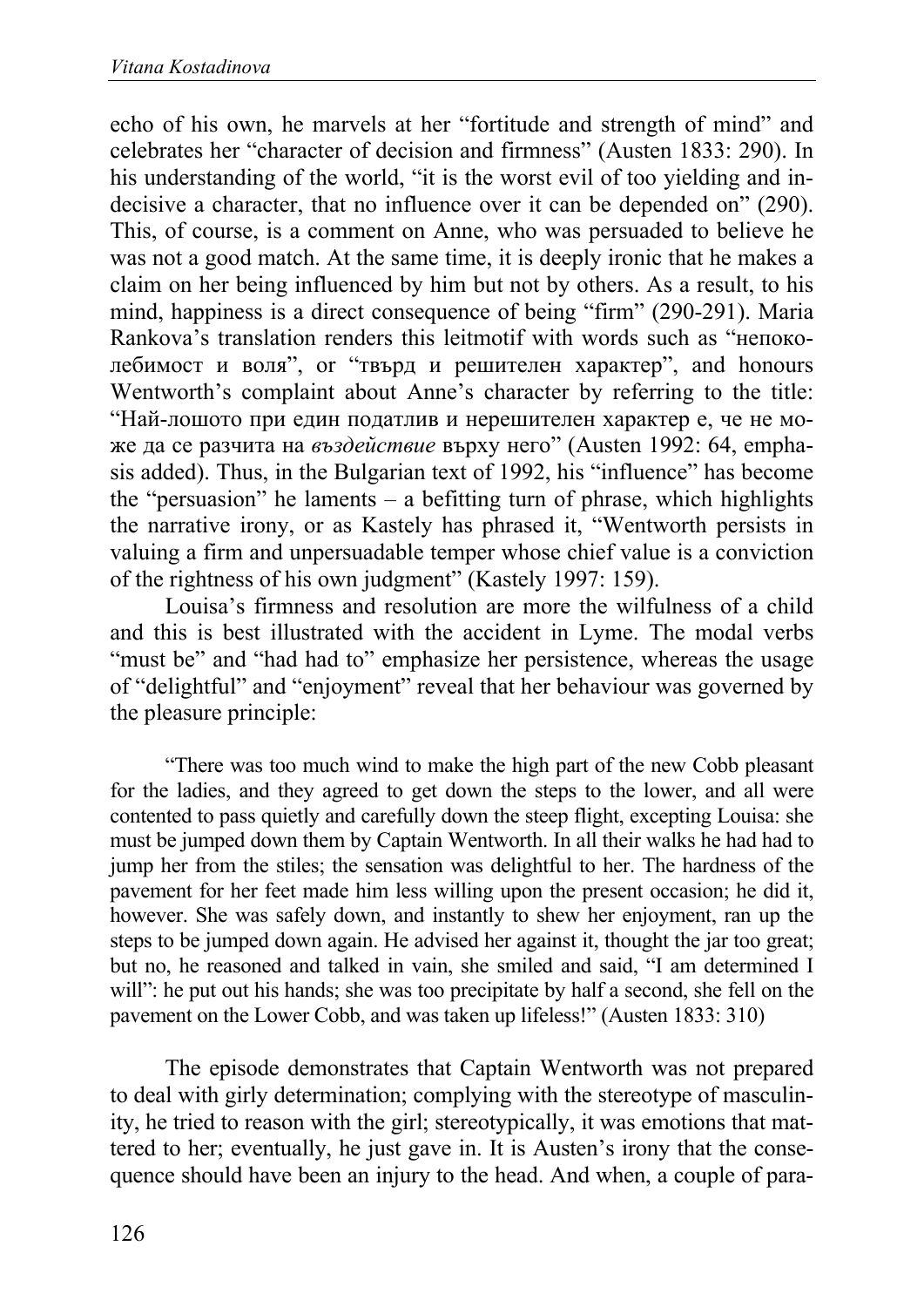echo of his own, he marvels at her "fortitude and strength of mind" and celebrates her "character of decision and firmness" (Austen 1833: 290). In his understanding of the world, "it is the worst evil of too yielding and indecisive a character, that no influence over it can be depended on" (290). This, of course, is a comment on Anne, who was persuaded to believe he was not a good match. At the same time, it is deeply ironic that he makes a claim on her being influenced by him but not by others. As a result, to his mind, happiness is a direct consequence of being "firm" (290-291). Maria Rankova's translation renders this leitmotif with words such as "непоколебимост и воля", or "твърд и решителен характер", and honours Wentworth's complaint about Anne's character by referring to the title: "Най-лошото при един податлив и нерешителен характер е, че не може да се разчита на *въздействие* върху него" (Austen 1992: 64, emphasis added). Thus, in the Bulgarian text of 1992, his "influence" has become the "persuasion" he laments – a befitting turn of phrase, which highlights the narrative irony, or as Kastely has phrased it, "Wentworth persists in valuing a firm and unpersuadable temper whose chief value is a conviction of the rightness of his own judgment" (Kastely 1997: 159).

Louisa's firmness and resolution are more the wilfulness of a child and this is best illustrated with the accident in Lyme. The modal verbs "must be" and "had had to" emphasize her persistence, whereas the usage of "delightful" and "enjoyment" reveal that her behaviour was governed by the pleasure principle:

> "There was too much wind to make the high part of the new Cobb pleasant for the ladies, and they agreed to get down the steps to the lower, and all were contented to pass quietly and carefully down the steep flight, excepting Louisa: she must be jumped down them by Captain Wentworth. In all their walks he had had to jump her from the stiles; the sensation was delightful to her. The hardness of the pavement for her feet made him less willing upon the present occasion; he did it, however. She was safely down, and instantly to shew her enjoyment, ran up the steps to be jumped down again. He advised her against it, thought the jar too great; but no, he reasoned and talked in vain, she smiled and said, "I am determined I will": he put out his hands; she was too precipitate by half a second, she fell on the pavement on the Lower Cobb, and was taken up lifeless!" (Austen 1833: 310)

The episode demonstrates that Captain Wentworth was not prepared to deal with girly determination; complying with the stereotype of masculinity, he tried to reason with the girl; stereotypically, it was emotions that mattered to her; eventually, he just gave in. It is Austen's irony that the consequence should have been an injury to the head. And when, a couple of para-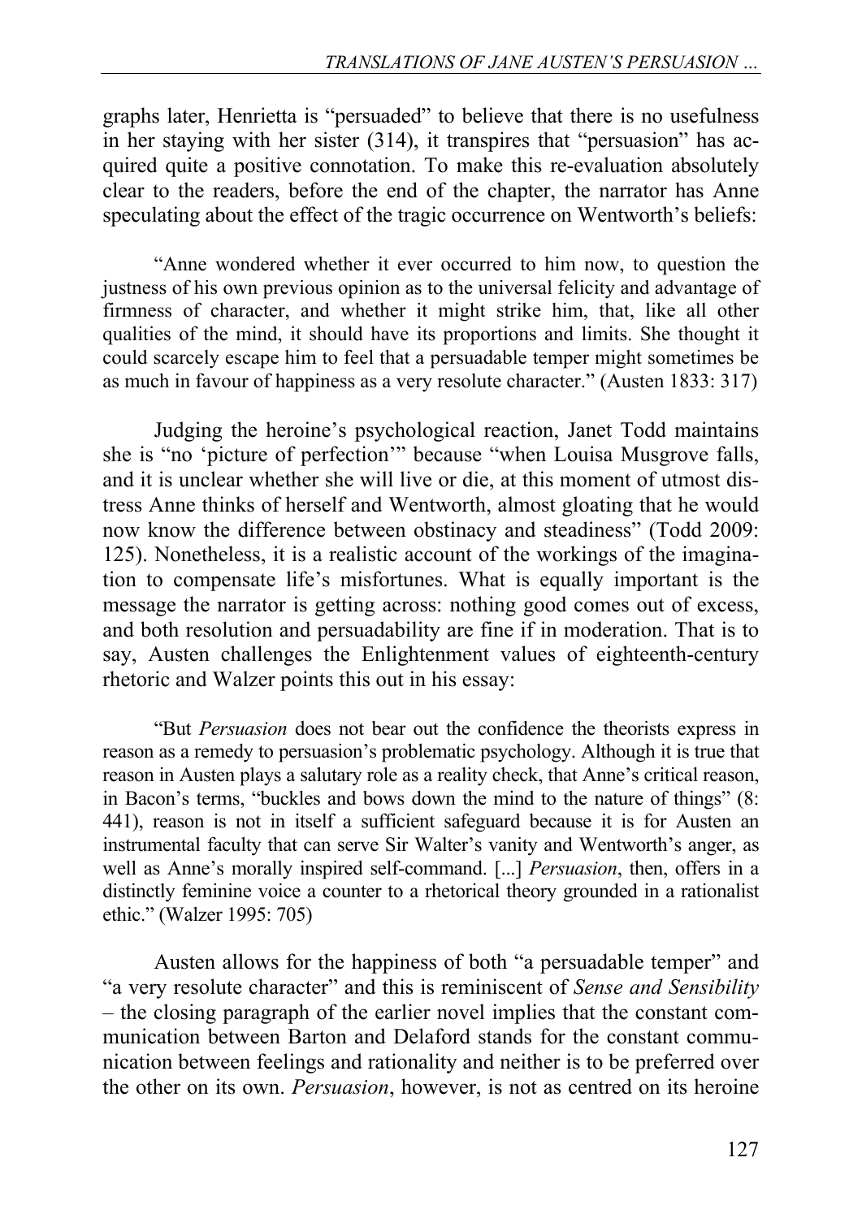graphs later, Henrietta is "persuaded" to believe that there is no usefulness in her staying with her sister (314), it transpires that "persuasion" has acquired quite a positive connotation. To make this re-evaluation absolutely clear to the readers, before the end of the chapter, the narrator has Anne speculating about the effect of the tragic occurrence on Wentworth's beliefs:

> "Anne wondered whether it ever occurred to him now, to question the justness of his own previous opinion as to the universal felicity and advantage of firmness of character, and whether it might strike him, that, like all other qualities of the mind, it should have its proportions and limits. She thought it could scarcely escape him to feel that a persuadable temper might sometimes be as much in favour of happiness as a very resolute character." (Austen 1833: 317)

Judging the heroine's psychological reaction, Janet Todd maintains she is "no 'picture of perfection'" because "when Louisa Musgrove falls, and it is unclear whether she will live or die, at this moment of utmost distress Anne thinks of herself and Wentworth, almost gloating that he would now know the difference between obstinacy and steadiness" (Todd 2009: 125). Nonetheless, it is a realistic account of the workings of the imagination to compensate life's misfortunes. What is equally important is the message the narrator is getting across: nothing good comes out of excess, and both resolution and persuadability are fine if in moderation. That is to say, Austen challenges the Enlightenment values of eighteenth-century rhetoric and Walzer points this out in his essay:

> "But *Persuasion* does not bear out the confidence the theorists express in reason as a remedy to persuasion's problematic psychology. Although it is true that reason in Austen plays a salutary role as a reality check, that Anne's critical reason, in Bacon's terms, "buckles and bows down the mind to the nature of things" (8: 441), reason is not in itself a sufficient safeguard because it is for Austen an instrumental faculty that can serve Sir Walter's vanity and Wentworth's anger, as well as Anne's morally inspired self-command. [...] *Persuasion*, then, offers in a distinctly feminine voice a counter to a rhetorical theory grounded in a rationalist ethic." (Walzer 1995: 705)

Austen allows for the happiness of both "a persuadable temper" and "a very resolute character" and this is reminiscent of *Sense and Sensibility* – the closing paragraph of the earlier novel implies that the constant communication between Barton and Delaford stands for the constant communication between feelings and rationality and neither is to be preferred over the other on its own. *Persuasion*, however, is not as centred on its heroine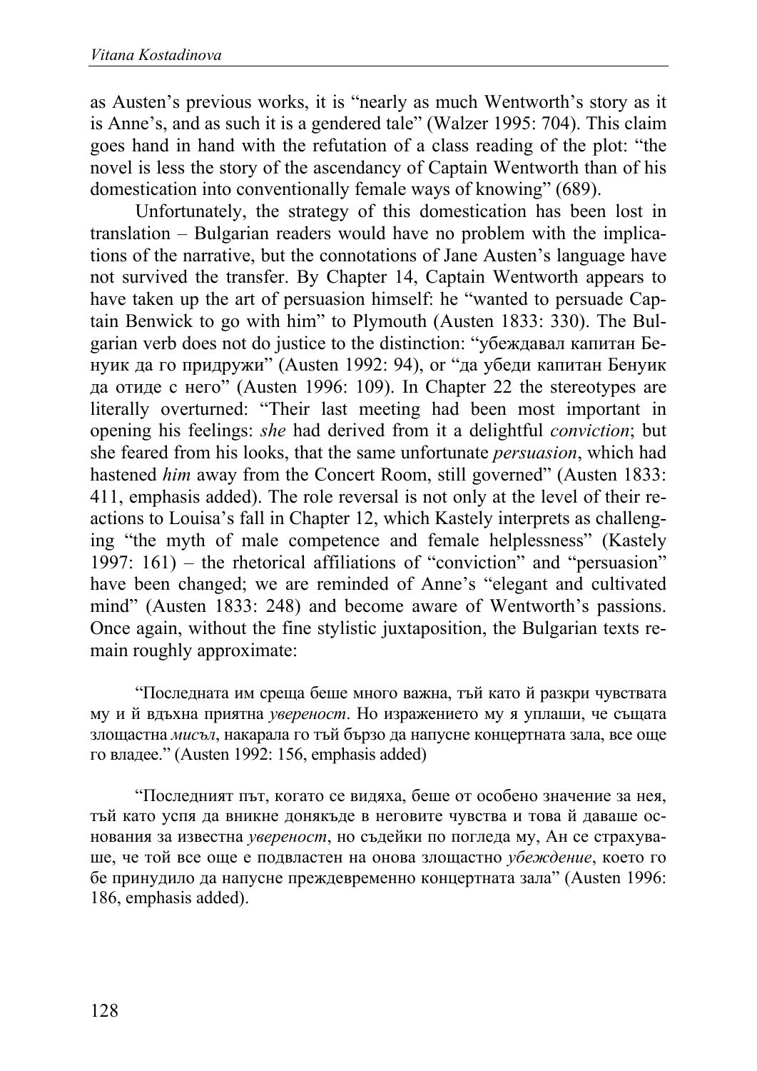as Austen's previous works, it is "nearly as much Wentworth's story as it is Anne's, and as such it is a gendered tale" (Walzer 1995: 704). This claim goes hand in hand with the refutation of a class reading of the plot: "the novel is less the story of the ascendancy of Captain Wentworth than of his domestication into conventionally female ways of knowing" (689).

Unfortunately, the strategy of this domestication has been lost in translation – Bulgarian readers would have no problem with the implications of the narrative, but the connotations of Jane Austen's language have not survived the transfer. By Chapter 14, Captain Wentworth appears to have taken up the art of persuasion himself: he "wanted to persuade Captain Benwick to go with him" to Plymouth (Austen 1833: 330). The Bulgarian verb does not do justice to the distinction: "убеждавал капитан Бенуик да го придружи" (Austen 1992: 94), or "да убеди капитан Бенуик да отиде с него" (Austen 1996: 109). In Chapter 22 the stereotypes are literally overturned: "Their last meeting had been most important in opening his feelings: *she* had derived from it a delightful *conviction*; but she feared from his looks, that the same unfortunate *persuasion*, which had hastened *him* away from the Concert Room, still governed" (Austen 1833: 411, emphasis added). The role reversal is not only at the level of their reactions to Louisa's fall in Chapter 12, which Kastely interprets as challenging "the myth of male competence and female helplessness" (Kastely 1997: 161) – the rhetorical affiliations of "conviction" and "persuasion" have been changed; we are reminded of Anne's "elegant and cultivated mind" (Austen 1833: 248) and become aware of Wentworth's passions. Once again, without the fine stylistic juxtaposition, the Bulgarian texts remain roughly approximate:

> "Последната им среща беше много важна, тъй като й разкри чувствата му и й вдъхна приятна *увереност*. Но изражението му я уплаши, че същата злощастна *мисъл*, накарала го тъй бързо да напусне концертната зала, все още го владее." (Austen 1992: 156, emphasis added)

> "Последният път, когато се видяха, беше от особено значение за нея, тъй като успя да вникне донякъде в неговите чувства и това й даваше основания за известна *увереност*, но съдейки по погледа му, Ан се страхуваше, че той все още е подвластен на онова злощастно *убеждение*, което го бе принудило да напусне преждевременно концертната зала" (Austen 1996: 186, emphasis added).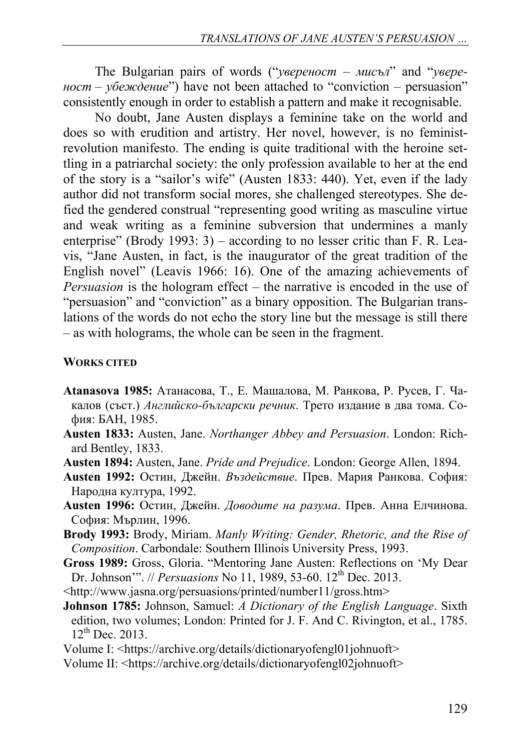The Bulgarian pairs of words ("*увереност – мисъл*" and "*увереност – убеждение*") have not been attached to "conviction – persuasion" consistently enough in order to establish a pattern and make it recognisable.

No doubt, Jane Austen displays a feminine take on the world and does so with erudition and artistry. Her novel, however, is no feminist-revolution manifesto. The ending is quite traditional with the heroine settling in a patriarchal society: the only profession available to her at the end of the story is a "sailor's wife" (Austen 1833: 440). Yet, even if the lady author did not transform social mores, she challenged stereotypes. She defied the gendered construal "representing good writing as masculine virtue and weak writing as a feminine subversion that undermines a manly enterprise" (Brody 1993: 3) – according to no lesser critic than F. R. Leavis, "Jane Austen, in fact, is the inaugurator of the great tradition of the English novel" (Leavis 1966: 16). One of the amazing achievements of *Persuasion* is the hologram effect – the narrative is encoded in the use of "persuasion" and "conviction" as a binary opposition. The Bulgarian translations of the words do not echo the story line but the message is still there – as with holograms, the whole can be seen in the fragment.

## WORKS CITED

**Atanasova 1985:** Атанасова, Т., Е. Машалова, М. Ранкова, Р. Русев, Г. Чакалов (съст.) *Английско-български речник*. Трето издание в два тома. София: БАН, 1985.

**Austen 1833:** Austen, Jane. *Northanger Abbey and Persuasion*. London: Richard Bentley, 1833.

**Austen 1894:** Austen, Jane. *Pride and Prejudice*. London: George Allen, 1894.

**Austen 1992:** Остин, Джейн. *Въздействие*. Прев. Мария Ранкова. София: Народна култура, 1992.

**Austen 1996:** Остин, Джейн. *Доводите на разума*. Прев. Анна Елчинова. София: Мърлин, 1996.

**Brody 1993:** Brody, Miriam. *Manly Writing: Gender, Rhetoric, and the Rise of Composition*. Carbondale: Southern Illinois University Press, 1993.

**Gross 1989:** Gross, Gloria. "Mentoring Jane Austen: Reflections on 'My Dear Dr. Johnson'". // *Persuasions* No 11, 1989, 53-60. 12th Dec. 2013.
<http://www.jasna.org/persuasions/printed/number11/gross.htm>

**Johnson 1785:** Johnson, Samuel: *A Dictionary of the English Language*. Sixth edition, two volumes; London: Printed for J. F. And C. Rivington, et al., 1785. 12th Dec. 2013.

Volume I: <https://archive.org/details/dictionaryofengl01johnuoft>

Volume II: <https://archive.org/details/dictionaryofengl02johnuoft>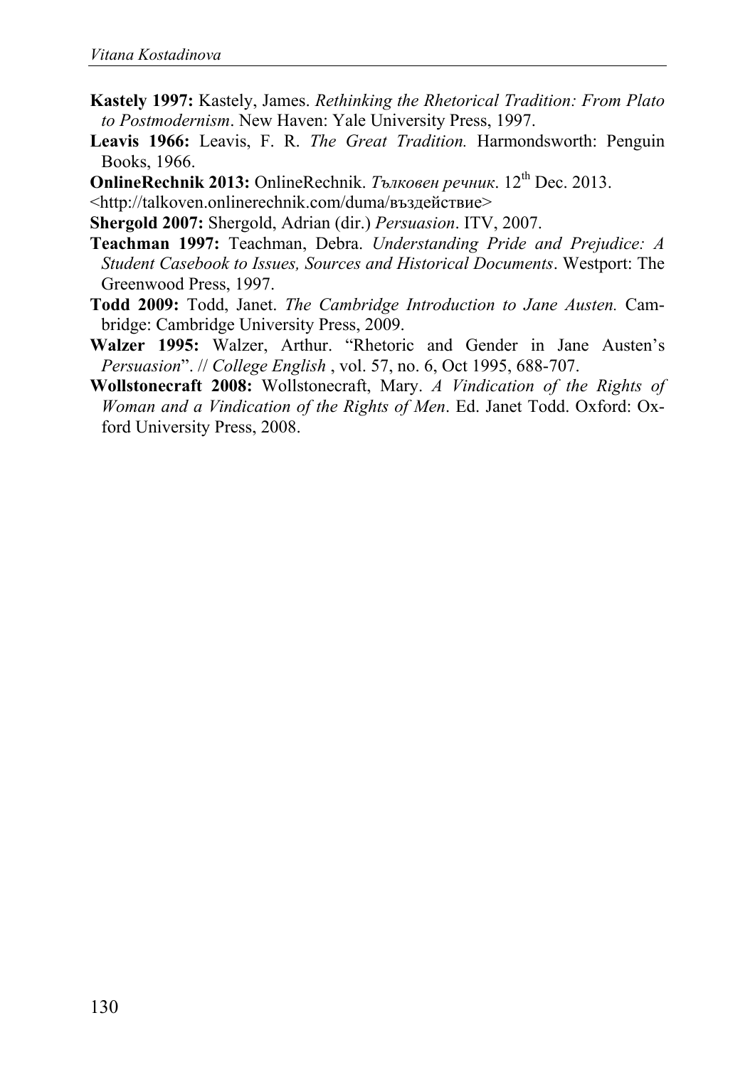**Kastely 1997:** Kastely, James. *Rethinking the Rhetorical Tradition: From Plato to Postmodernism*. New Haven: Yale University Press, 1997.

**Leavis 1966:** Leavis, F. R. *The Great Tradition.* Harmondsworth: Penguin Books, 1966.

**OnlineRechnik 2013:** OnlineRechnik. *Тълковен речник*. 12th Dec. 2013. <http://talkoven.onlinerechnik.com/duma/въздействие>

**Shergold 2007:** Shergold, Adrian (dir.) *Persuasion*. ITV, 2007.

**Teachman 1997:** Teachman, Debra. *Understanding Pride and Prejudice: A Student Casebook to Issues, Sources and Historical Documents*. Westport: The Greenwood Press, 1997.

**Todd 2009:** Todd, Janet. *The Cambridge Introduction to Jane Austen.* Cambridge: Cambridge University Press, 2009.

**Walzer 1995:** Walzer, Arthur. "Rhetoric and Gender in Jane Austen's *Persuasion*". // *College English* , vol. 57, no. 6, Oct 1995, 688-707.

**Wollstonecraft 2008:** Wollstonecraft, Mary. *A Vindication of the Rights of Woman and a Vindication of the Rights of Men*. Ed. Janet Todd. Oxford: Oxford University Press, 2008.